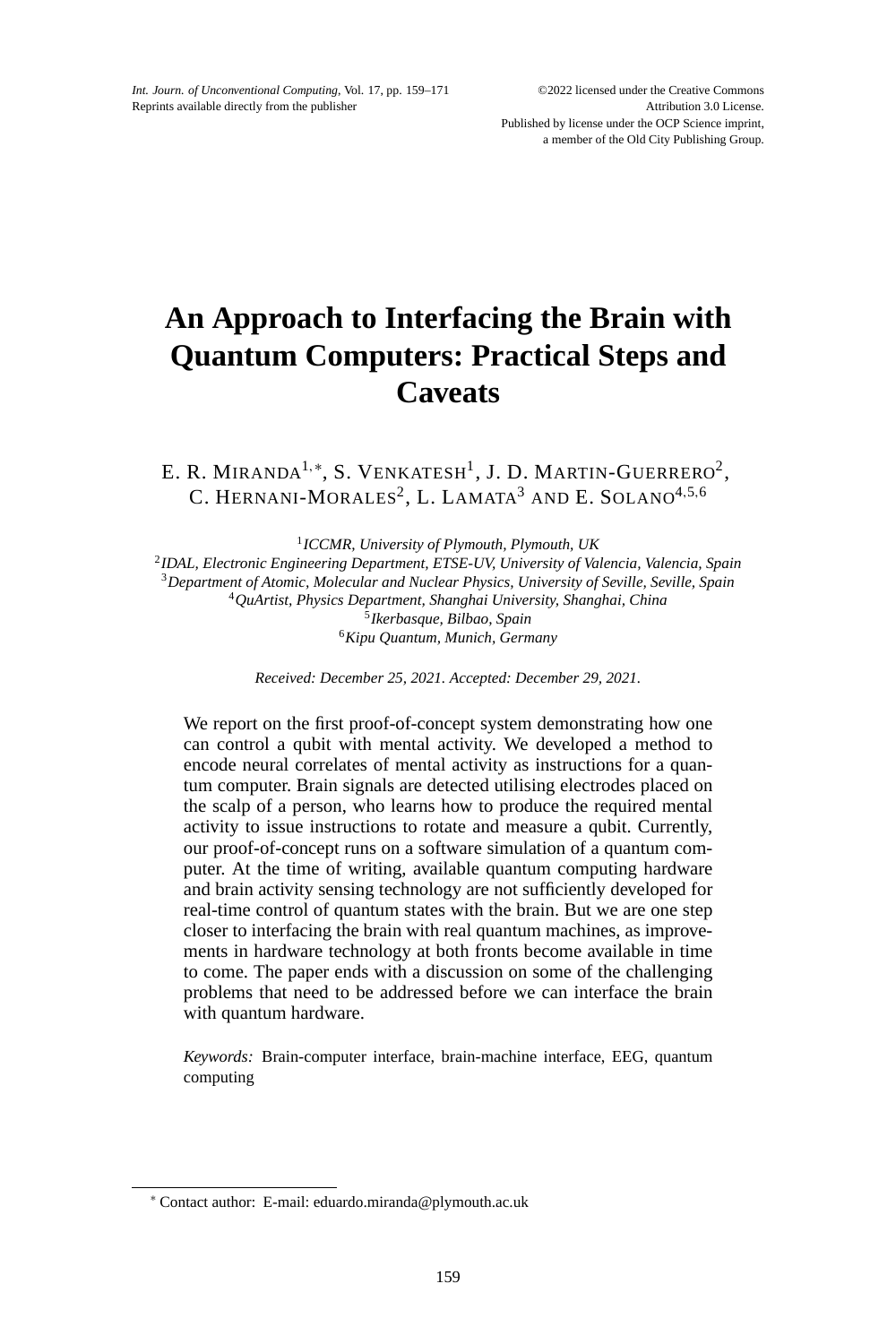# An Approach to Interfacing the Brain with Quantum Computers: Practical Steps and Caveats

E. R. Miranda[1,*], S. Venkatesh[1], J. D. Martin-Guerrero[2], C. Hernani-Morales[2], L. Lamata[3] and E. Solano[4,5,6]

[1] *ICCMR, University of Plymouth, Plymouth, UK*
[2] *IDAL, Electronic Engineering Department, ETSE-UV, University of Valencia, Valencia, Spain*
[3] *Department of Atomic, Molecular and Nuclear Physics, University of Seville, Seville, Spain*
[4] *QuArtist, Physics Department, Shanghai University, Shanghai, China*
[5] *Ikerbasque, Bilbao, Spain*
[6] *Kipu Quantum, Munich, Germany*

*Received: December 25, 2021. Accepted: December 29, 2021.*

We report on the first proof-of-concept system demonstrating how one can control a qubit with mental activity. We developed a method to encode neural correlates of mental activity as instructions for a quantum computer. Brain signals are detected utilising electrodes placed on the scalp of a person, who learns how to produce the required mental activity to issue instructions to rotate and measure a qubit. Currently, our proof-of-concept runs on a software simulation of a quantum computer. At the time of writing, available quantum computing hardware and brain activity sensing technology are not sufficiently developed for real-time control of quantum states with the brain. But we are one step closer to interfacing the brain with real quantum machines, as improvements in hardware technology at both fronts become available in time to come. The paper ends with a discussion on some of the challenging problems that need to be addressed before we can interface the brain with quantum hardware.

*Keywords:* Brain-computer interface, brain-machine interface, EEG, quantum computing

---

[*] Contact author: E-mail: eduardo.miranda@plymouth.ac.uk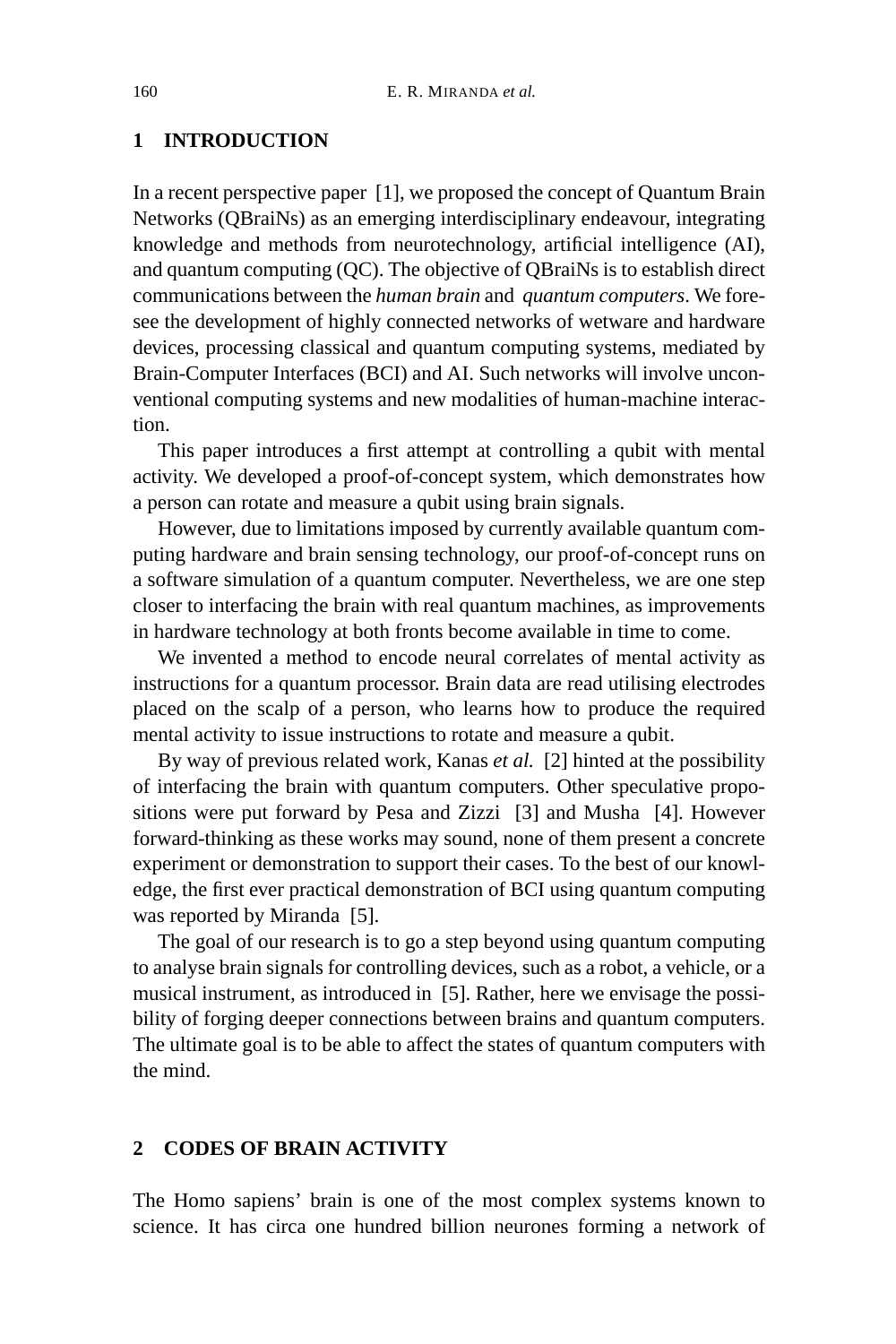## 1 INTRODUCTION

In a recent perspective paper [1], we proposed the concept of Quantum Brain Networks (QBraiNs) as an emerging interdisciplinary endeavour, integrating knowledge and methods from neurotechnology, artificial intelligence (AI), and quantum computing (QC). The objective of QBraiNs is to establish direct communications between the *human brain* and *quantum computers*. We foresee the development of highly connected networks of wetware and hardware devices, processing classical and quantum computing systems, mediated by Brain-Computer Interfaces (BCI) and AI. Such networks will involve unconventional computing systems and new modalities of human-machine interaction.

This paper introduces a first attempt at controlling a qubit with mental activity. We developed a proof-of-concept system, which demonstrates how a person can rotate and measure a qubit using brain signals.

However, due to limitations imposed by currently available quantum computing hardware and brain sensing technology, our proof-of-concept runs on a software simulation of a quantum computer. Nevertheless, we are one step closer to interfacing the brain with real quantum machines, as improvements in hardware technology at both fronts become available in time to come.

We invented a method to encode neural correlates of mental activity as instructions for a quantum processor. Brain data are read utilising electrodes placed on the scalp of a person, who learns how to produce the required mental activity to issue instructions to rotate and measure a qubit.

By way of previous related work, Kanas *et al.* [2] hinted at the possibility of interfacing the brain with quantum computers. Other speculative propositions were put forward by Pesa and Zizzi [3] and Musha [4]. However forward-thinking as these works may sound, none of them present a concrete experiment or demonstration to support their cases. To the best of our knowledge, the first ever practical demonstration of BCI using quantum computing was reported by Miranda [5].

The goal of our research is to go a step beyond using quantum computing to analyse brain signals for controlling devices, such as a robot, a vehicle, or a musical instrument, as introduced in [5]. Rather, here we envisage the possibility of forging deeper connections between brains and quantum computers. The ultimate goal is to be able to affect the states of quantum computers with the mind.

## 2 CODES OF BRAIN ACTIVITY

The Homo sapiens' brain is one of the most complex systems known to science. It has circa one hundred billion neurones forming a network of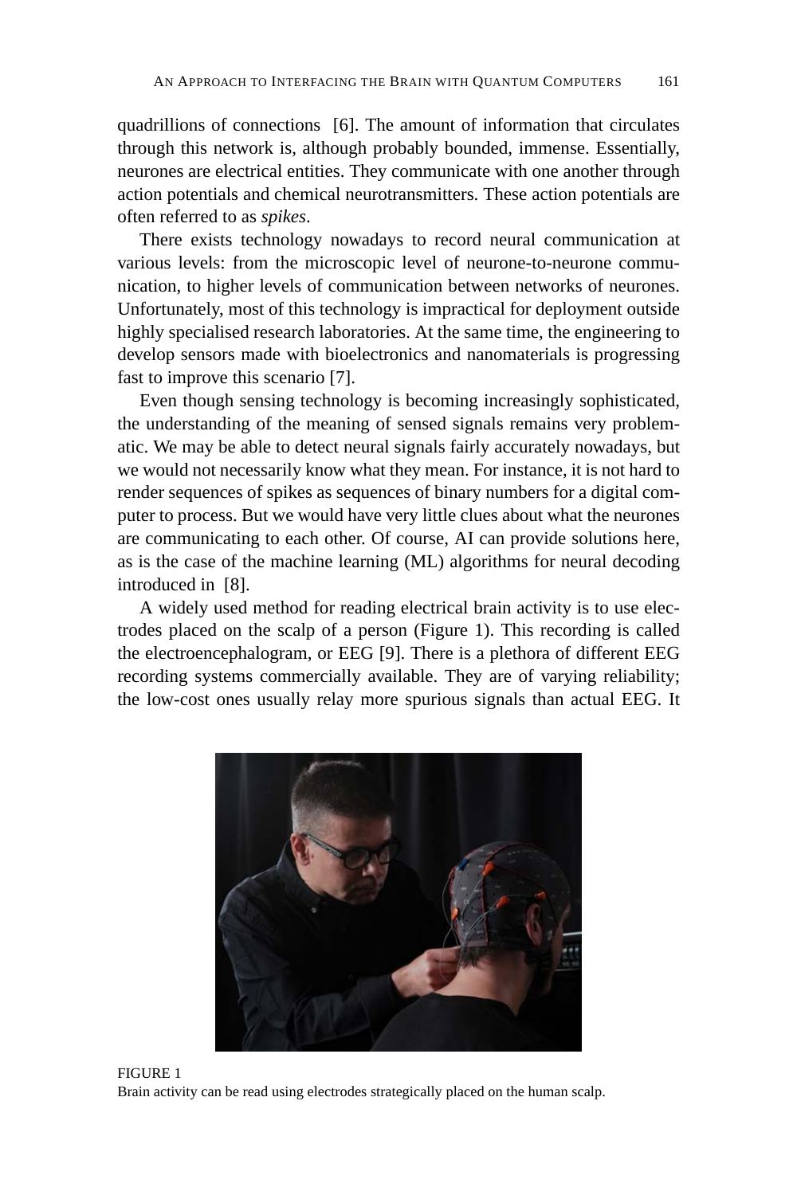quadrillions of connections [6]. The amount of information that circulates through this network is, although probably bounded, immense. Essentially, neurones are electrical entities. They communicate with one another through action potentials and chemical neurotransmitters. These action potentials are often referred to as *spikes*.

There exists technology nowadays to record neural communication at various levels: from the microscopic level of neurone-to-neurone communication, to higher levels of communication between networks of neurones. Unfortunately, most of this technology is impractical for deployment outside highly specialised research laboratories. At the same time, the engineering to develop sensors made with bioelectronics and nanomaterials is progressing fast to improve this scenario [7].

Even though sensing technology is becoming increasingly sophisticated, the understanding of the meaning of sensed signals remains very problematic. We may be able to detect neural signals fairly accurately nowadays, but we would not necessarily know what they mean. For instance, it is not hard to render sequences of spikes as sequences of binary numbers for a digital computer to process. But we would have very little clues about what the neurones are communicating to each other. Of course, AI can provide solutions here, as is the case of the machine learning (ML) algorithms for neural decoding introduced in [8].

A widely used method for reading electrical brain activity is to use electrodes placed on the scalp of a person (Figure 1). This recording is called the electroencephalogram, or EEG [9]. There is a plethora of different EEG recording systems commercially available. They are of varying reliability; the low-cost ones usually relay more spurious signals than actual EEG. It

FIGURE 1
Brain activity can be read using electrodes strategically placed on the human scalp.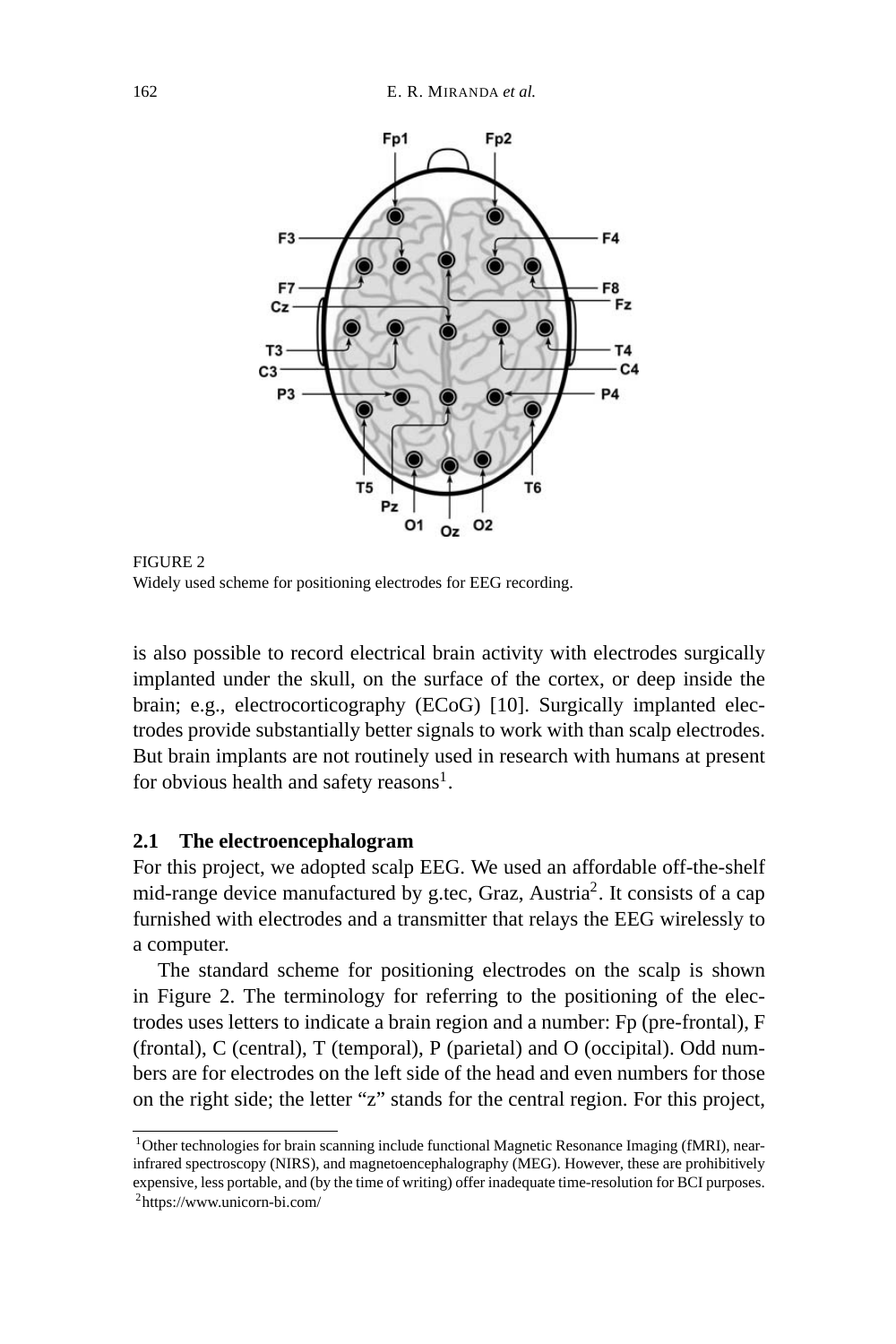FIGURE 2
Widely used scheme for positioning electrodes for EEG recording.

is also possible to record electrical brain activity with electrodes surgically implanted under the skull, on the surface of the cortex, or deep inside the brain; e.g., electrocorticography (ECoG) [10]. Surgically implanted electrodes provide substantially better signals to work with than scalp electrodes. But brain implants are not routinely used in research with humans at present for obvious health and safety reasons[1].

### 2.1 The electroencephalogram

For this project, we adopted scalp EEG. We used an affordable off-the-shelf mid-range device manufactured by g.tec, Graz, Austria[2]. It consists of a cap furnished with electrodes and a transmitter that relays the EEG wirelessly to a computer.

The standard scheme for positioning electrodes on the scalp is shown in Figure 2. The terminology for referring to the positioning of the electrodes uses letters to indicate a brain region and a number: Fp (pre-frontal), F (frontal), C (central), T (temporal), P (parietal) and O (occipital). Odd numbers are for electrodes on the left side of the head and even numbers for those on the right side; the letter "z" stands for the central region. For this project,

[1] Other technologies for brain scanning include functional Magnetic Resonance Imaging (fMRI), near-infrared spectroscopy (NIRS), and magnetoencephalography (MEG). However, these are prohibitively expensive, less portable, and (by the time of writing) offer inadequate time-resolution for BCI purposes.

[2] https://www.unicorn-bi.com/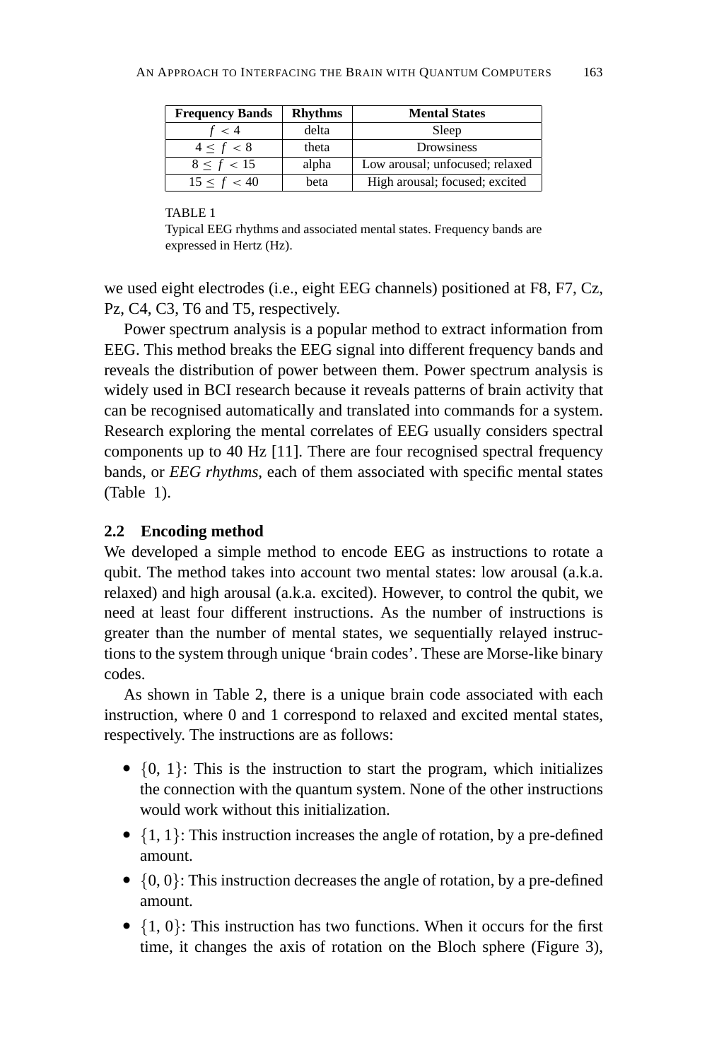| Frequency Bands | Rhythms | Mental States |
|---|---|---|
| $f < 4$ | delta | Sleep |
| $4 \leq f < 8$ | theta | Drowsiness |
| $8 \leq f < 15$ | alpha | Low arousal; unfocused; relaxed |
| $15 \leq f < 40$ | beta | High arousal; focused; excited |

TABLE 1
Typical EEG rhythms and associated mental states. Frequency bands are expressed in Hertz (Hz).

we used eight electrodes (i.e., eight EEG channels) positioned at F8, F7, Cz, Pz, C4, C3, T6 and T5, respectively.

Power spectrum analysis is a popular method to extract information from EEG. This method breaks the EEG signal into different frequency bands and reveals the distribution of power between them. Power spectrum analysis is widely used in BCI research because it reveals patterns of brain activity that can be recognised automatically and translated into commands for a system. Research exploring the mental correlates of EEG usually considers spectral components up to 40 Hz [11]. There are four recognised spectral frequency bands, or *EEG rhythms*, each of them associated with specific mental states (Table 1).

### 2.2 Encoding method

We developed a simple method to encode EEG as instructions to rotate a qubit. The method takes into account two mental states: low arousal (a.k.a. relaxed) and high arousal (a.k.a. excited). However, to control the qubit, we need at least four different instructions. As the number of instructions is greater than the number of mental states, we sequentially relayed instructions to the system through unique 'brain codes'. These are Morse-like binary codes.

As shown in Table 2, there is a unique brain code associated with each instruction, where 0 and 1 correspond to relaxed and excited mental states, respectively. The instructions are as follows:

- $\{0, 1\}$: This is the instruction to start the program, which initializes the connection with the quantum system. None of the other instructions would work without this initialization.
- $\{1, 1\}$: This instruction increases the angle of rotation, by a pre-defined amount.
- $\{0, 0\}$: This instruction decreases the angle of rotation, by a pre-defined amount.
- $\{1, 0\}$: This instruction has two functions. When it occurs for the first time, it changes the axis of rotation on the Bloch sphere (Figure 3),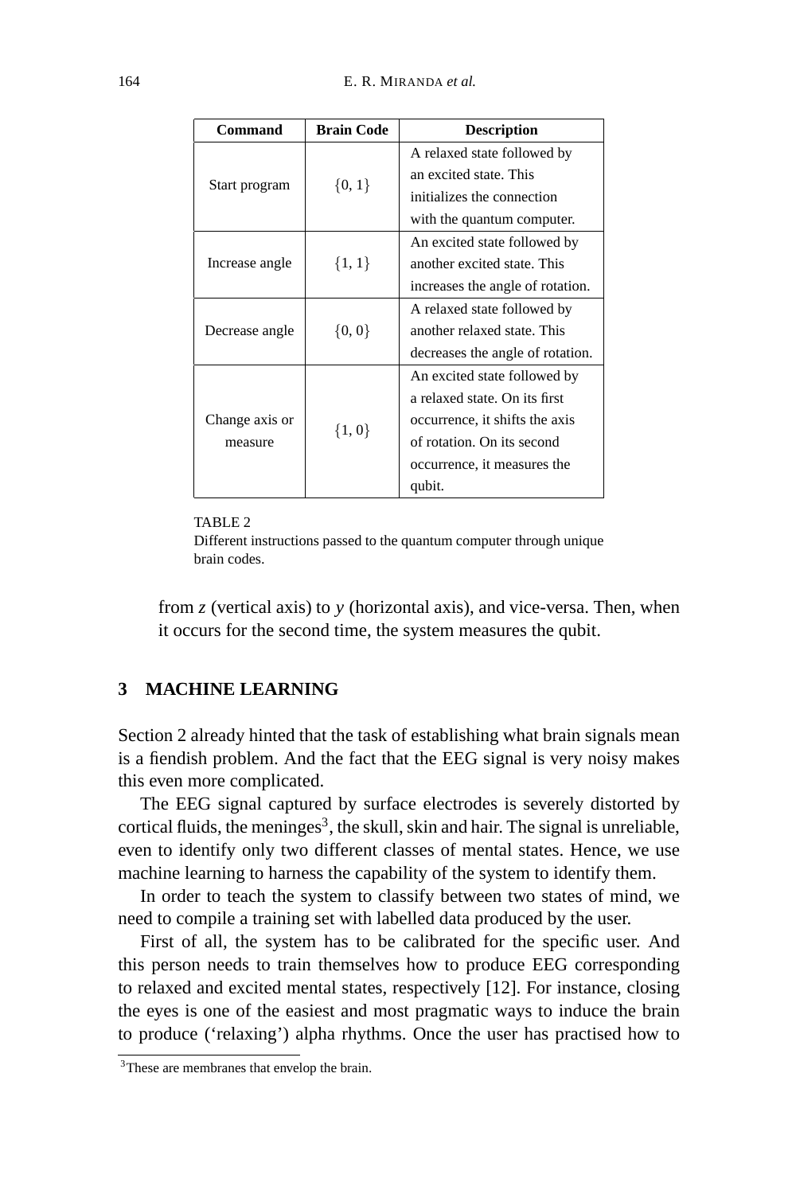| Command | Brain Code | Description |
|---|---|---|
| Start program | $\{0, 1\}$ | A relaxed state followed by an excited state. This initializes the connection with the quantum computer. |
| Increase angle | $\{1, 1\}$ | An excited state followed by another excited state. This increases the angle of rotation. |
| Decrease angle | $\{0, 0\}$ | A relaxed state followed by another relaxed state. This decreases the angle of rotation. |
| Change axis or measure | $\{1, 0\}$ | An excited state followed by a relaxed state. On its first occurrence, it shifts the axis of rotation. On its second occurrence, it measures the qubit. |

TABLE 2
Different instructions passed to the quantum computer through unique brain codes.

from $z$ (vertical axis) to $y$ (horizontal axis), and vice-versa. Then, when it occurs for the second time, the system measures the qubit.

## 3 MACHINE LEARNING

Section 2 already hinted that the task of establishing what brain signals mean is a fiendish problem. And the fact that the EEG signal is very noisy makes this even more complicated.

The EEG signal captured by surface electrodes is severely distorted by cortical fluids, the meninges[3], the skull, skin and hair. The signal is unreliable, even to identify only two different classes of mental states. Hence, we use machine learning to harness the capability of the system to identify them.

In order to teach the system to classify between two states of mind, we need to compile a training set with labelled data produced by the user.

First of all, the system has to be calibrated for the specific user. And this person needs to train themselves how to produce EEG corresponding to relaxed and excited mental states, respectively [12]. For instance, closing the eyes is one of the easiest and most pragmatic ways to induce the brain to produce ('relaxing') alpha rhythms. Once the user has practised how to

[3] These are membranes that envelop the brain.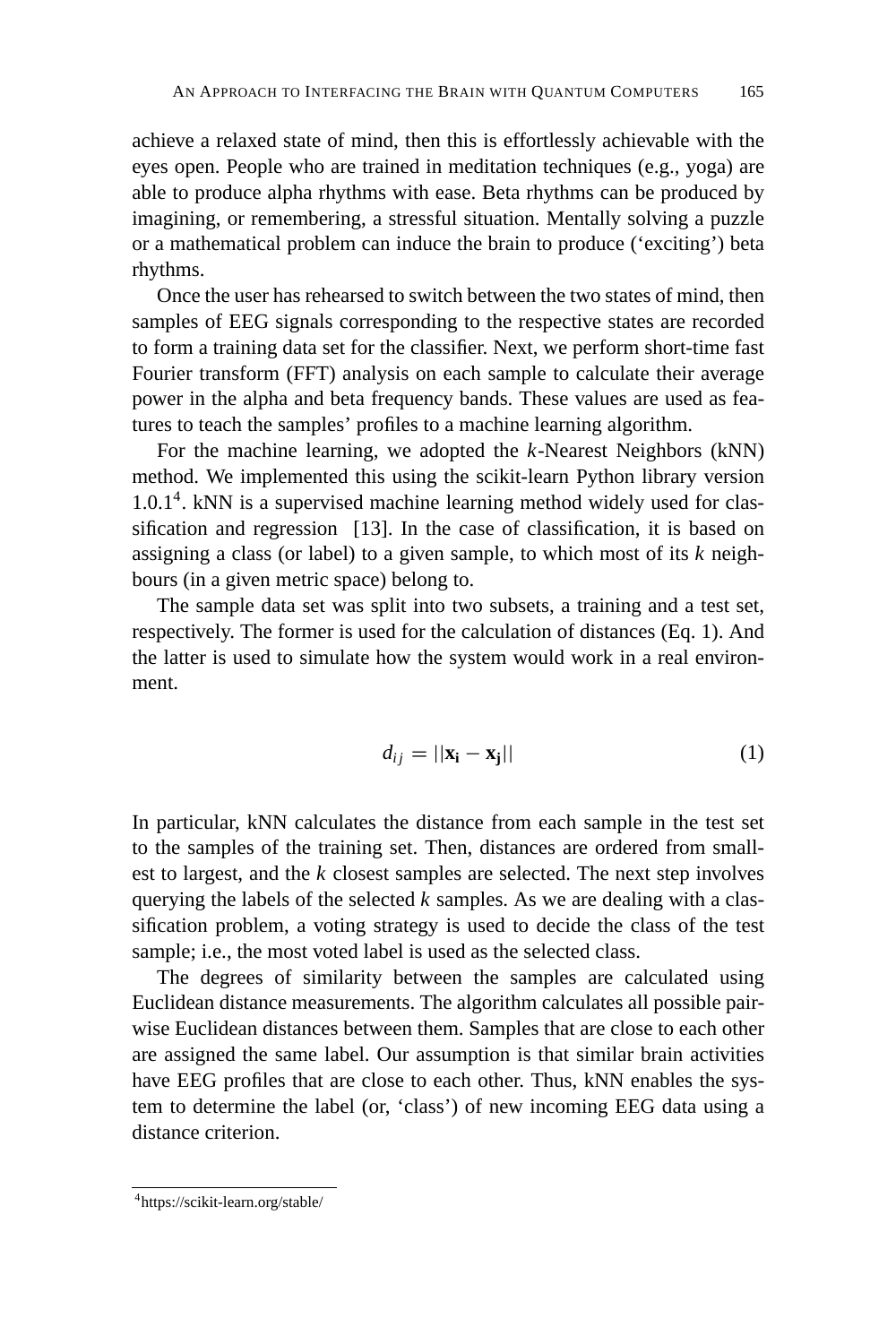achieve a relaxed state of mind, then this is effortlessly achievable with the eyes open. People who are trained in meditation techniques (e.g., yoga) are able to produce alpha rhythms with ease. Beta rhythms can be produced by imagining, or remembering, a stressful situation. Mentally solving a puzzle or a mathematical problem can induce the brain to produce ('exciting') beta rhythms.

Once the user has rehearsed to switch between the two states of mind, then samples of EEG signals corresponding to the respective states are recorded to form a training data set for the classifier. Next, we perform short-time fast Fourier transform (FFT) analysis on each sample to calculate their average power in the alpha and beta frequency bands. These values are used as features to teach the samples' profiles to a machine learning algorithm.

For the machine learning, we adopted the *k*-Nearest Neighbors (kNN) method. We implemented this using the scikit-learn Python library version 1.0.1[4]. kNN is a supervised machine learning method widely used for classification and regression [13]. In the case of classification, it is based on assigning a class (or label) to a given sample, to which most of its *k* neighbours (in a given metric space) belong to.

The sample data set was split into two subsets, a training and a test set, respectively. The former is used for the calculation of distances (Eq. 1). And the latter is used to simulate how the system would work in a real environment.

$$d_{ij} = ||\mathbf{x_i} - \mathbf{x_j}|| \tag{1}$$

In particular, kNN calculates the distance from each sample in the test set to the samples of the training set. Then, distances are ordered from smallest to largest, and the *k* closest samples are selected. The next step involves querying the labels of the selected *k* samples. As we are dealing with a classification problem, a voting strategy is used to decide the class of the test sample; i.e., the most voted label is used as the selected class.

The degrees of similarity between the samples are calculated using Euclidean distance measurements. The algorithm calculates all possible pairwise Euclidean distances between them. Samples that are close to each other are assigned the same label. Our assumption is that similar brain activities have EEG profiles that are close to each other. Thus, kNN enables the system to determine the label (or, 'class') of new incoming EEG data using a distance criterion.

[4] https://scikit-learn.org/stable/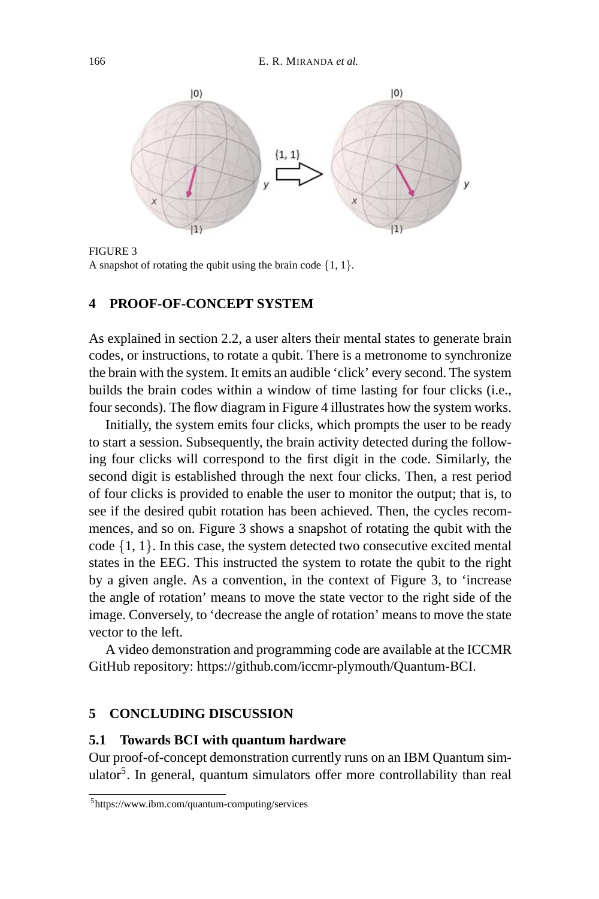FIGURE 3
A snapshot of rotating the qubit using the brain code $\{1, 1\}$.

## 4 PROOF-OF-CONCEPT SYSTEM

As explained in section 2.2, a user alters their mental states to generate brain codes, or instructions, to rotate a qubit. There is a metronome to synchronize the brain with the system. It emits an audible 'click' every second. The system builds the brain codes within a window of time lasting for four clicks (i.e., four seconds). The flow diagram in Figure 4 illustrates how the system works.

Initially, the system emits four clicks, which prompts the user to be ready to start a session. Subsequently, the brain activity detected during the following four clicks will correspond to the first digit in the code. Similarly, the second digit is established through the next four clicks. Then, a rest period of four clicks is provided to enable the user to monitor the output; that is, to see if the desired qubit rotation has been achieved. Then, the cycles recommences, and so on. Figure 3 shows a snapshot of rotating the qubit with the code $\{1, 1\}$. In this case, the system detected two consecutive excited mental states in the EEG. This instructed the system to rotate the qubit to the right by a given angle. As a convention, in the context of Figure 3, to 'increase the angle of rotation' means to move the state vector to the right side of the image. Conversely, to 'decrease the angle of rotation' means to move the state vector to the left.

A video demonstration and programming code are available at the ICCMR GitHub repository: https://github.com/iccmr-plymouth/Quantum-BCI.

## 5 CONCLUDING DISCUSSION

### 5.1 Towards BCI with quantum hardware

Our proof-of-concept demonstration currently runs on an IBM Quantum simulator[5]. In general, quantum simulators offer more controllability than real

[5] https://www.ibm.com/quantum-computing/services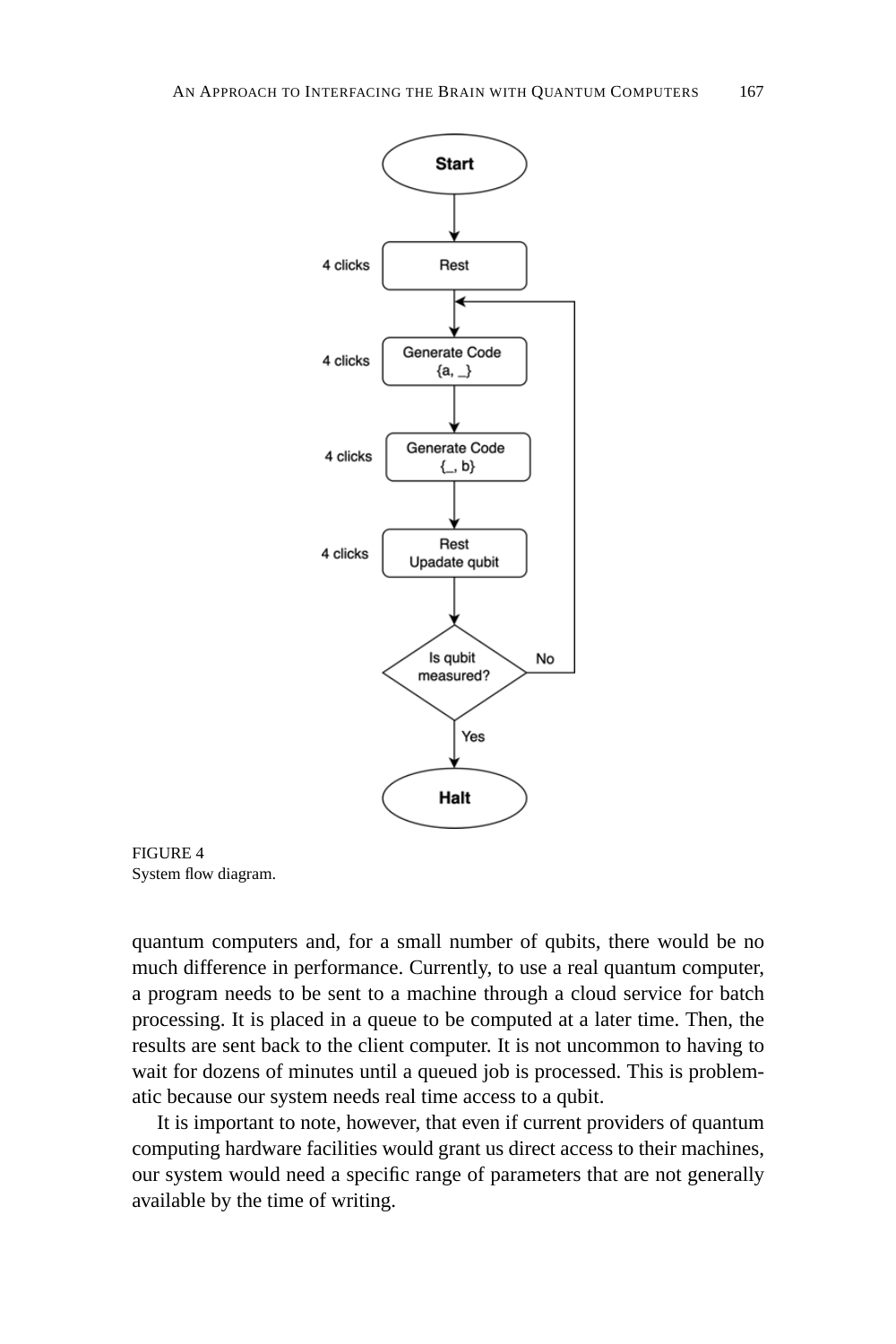FIGURE 4
System flow diagram.

quantum computers and, for a small number of qubits, there would be no much difference in performance. Currently, to use a real quantum computer, a program needs to be sent to a machine through a cloud service for batch processing. It is placed in a queue to be computed at a later time. Then, the results are sent back to the client computer. It is not uncommon to having to wait for dozens of minutes until a queued job is processed. This is problematic because our system needs real time access to a qubit.

It is important to note, however, that even if current providers of quantum computing hardware facilities would grant us direct access to their machines, our system would need a specific range of parameters that are not generally available by the time of writing.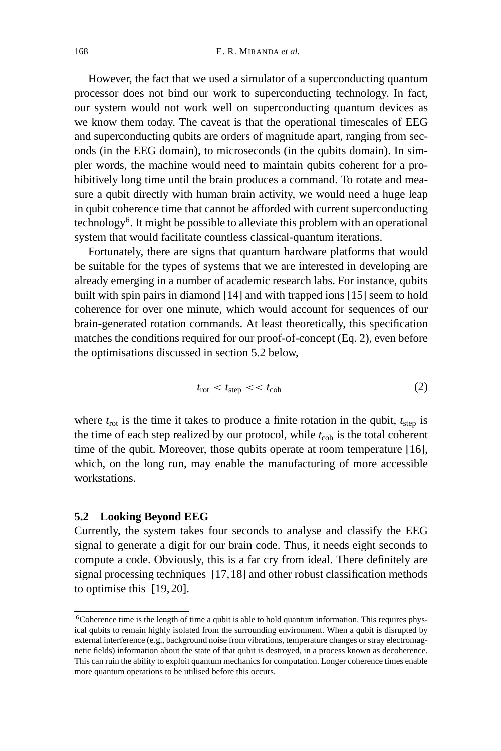However, the fact that we used a simulator of a superconducting quantum processor does not bind our work to superconducting technology. In fact, our system would not work well on superconducting quantum devices as we know them today. The caveat is that the operational timescales of EEG and superconducting qubits are orders of magnitude apart, ranging from seconds (in the EEG domain), to microseconds (in the qubits domain). In simpler words, the machine would need to maintain qubits coherent for a prohibitively long time until the brain produces a command. To rotate and measure a qubit directly with human brain activity, we would need a huge leap in qubit coherence time that cannot be afforded with current superconducting technology[6]. It might be possible to alleviate this problem with an operational system that would facilitate countless classical-quantum iterations.

Fortunately, there are signs that quantum hardware platforms that would be suitable for the types of systems that we are interested in developing are already emerging in a number of academic research labs. For instance, qubits built with spin pairs in diamond [14] and with trapped ions [15] seem to hold coherence for over one minute, which would account for sequences of our brain-generated rotation commands. At least theoretically, this specification matches the conditions required for our proof-of-concept (Eq. 2), even before the optimisations discussed in section 5.2 below,

$$t_{\text{rot}} < t_{\text{step}} << t_{\text{coh}} \tag{2}$$

where $t_{\text{rot}}$ is the time it takes to produce a finite rotation in the qubit, $t_{\text{step}}$ is the time of each step realized by our protocol, while $t_{\text{coh}}$ is the total coherent time of the qubit. Moreover, those qubits operate at room temperature [16], which, on the long run, may enable the manufacturing of more accessible workstations.

### 5.2 Looking Beyond EEG

Currently, the system takes four seconds to analyse and classify the EEG signal to generate a digit for our brain code. Thus, it needs eight seconds to compute a code. Obviously, this is a far cry from ideal. There definitely are signal processing techniques [17, 18] and other robust classification methods to optimise this [19, 20].

[6]Coherence time is the length of time a qubit is able to hold quantum information. This requires physical qubits to remain highly isolated from the surrounding environment. When a qubit is disrupted by external interference (e.g., background noise from vibrations, temperature changes or stray electromagnetic fields) information about the state of that qubit is destroyed, in a process known as decoherence. This can ruin the ability to exploit quantum mechanics for computation. Longer coherence times enable more quantum operations to be utilised before this occurs.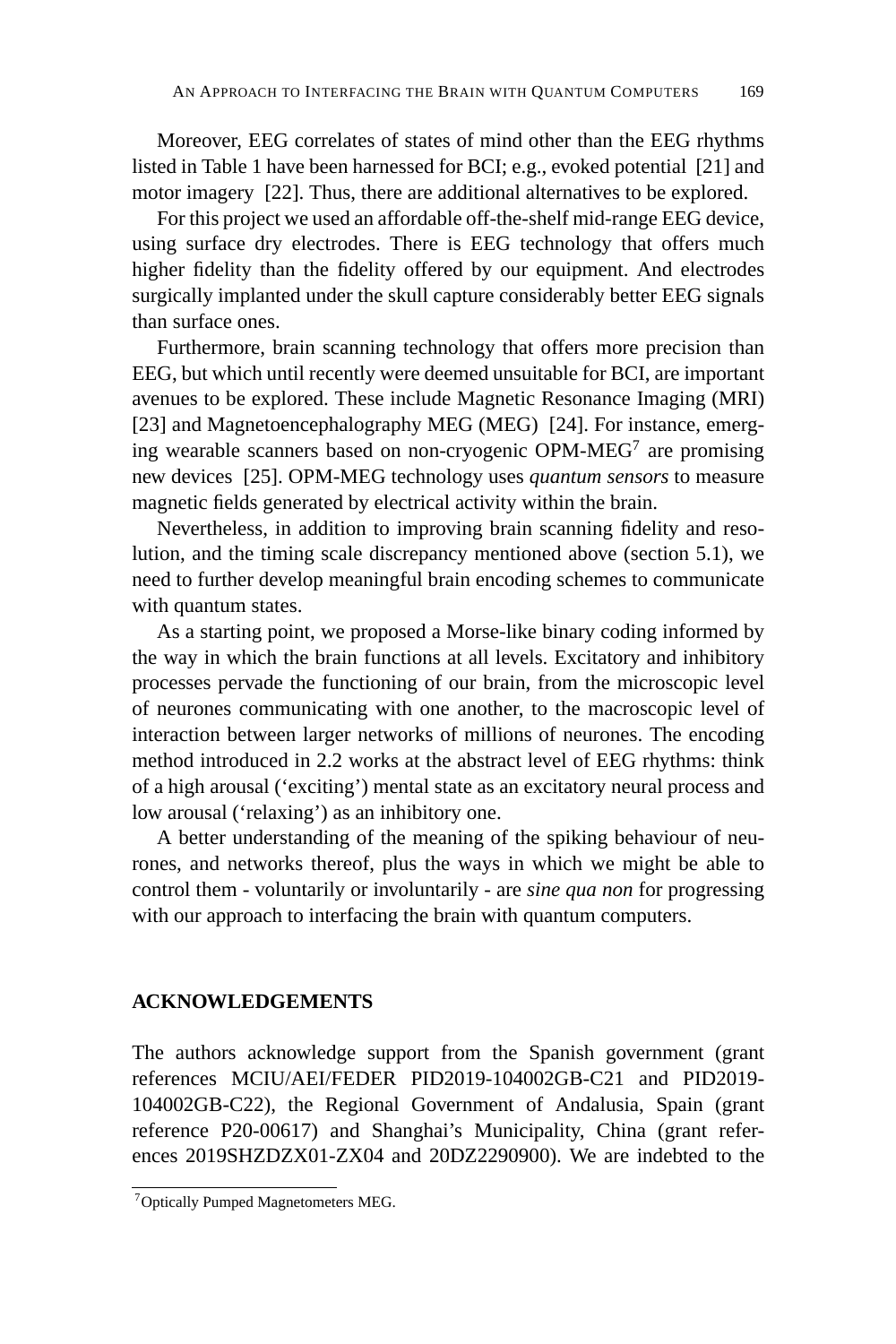Moreover, EEG correlates of states of mind other than the EEG rhythms listed in Table 1 have been harnessed for BCI; e.g., evoked potential [21] and motor imagery [22]. Thus, there are additional alternatives to be explored.

For this project we used an affordable off-the-shelf mid-range EEG device, using surface dry electrodes. There is EEG technology that offers much higher fidelity than the fidelity offered by our equipment. And electrodes surgically implanted under the skull capture considerably better EEG signals than surface ones.

Furthermore, brain scanning technology that offers more precision than EEG, but which until recently were deemed unsuitable for BCI, are important avenues to be explored. These include Magnetic Resonance Imaging (MRI) [23] and Magnetoencephalography MEG (MEG) [24]. For instance, emerging wearable scanners based on non-cryogenic OPM-MEG[7] are promising new devices [25]. OPM-MEG technology uses *quantum sensors* to measure magnetic fields generated by electrical activity within the brain.

Nevertheless, in addition to improving brain scanning fidelity and resolution, and the timing scale discrepancy mentioned above (section 5.1), we need to further develop meaningful brain encoding schemes to communicate with quantum states.

As a starting point, we proposed a Morse-like binary coding informed by the way in which the brain functions at all levels. Excitatory and inhibitory processes pervade the functioning of our brain, from the microscopic level of neurones communicating with one another, to the macroscopic level of interaction between larger networks of millions of neurones. The encoding method introduced in 2.2 works at the abstract level of EEG rhythms: think of a high arousal ('exciting') mental state as an excitatory neural process and low arousal ('relaxing') as an inhibitory one.

A better understanding of the meaning of the spiking behaviour of neurones, and networks thereof, plus the ways in which we might be able to control them - voluntarily or involuntarily - are *sine qua non* for progressing with our approach to interfacing the brain with quantum computers.

## ACKNOWLEDGEMENTS

The authors acknowledge support from the Spanish government (grant references MCIU/AEI/FEDER PID2019-104002GB-C21 and PID2019-104002GB-C22), the Regional Government of Andalusia, Spain (grant reference P20-00617) and Shanghai's Municipality, China (grant references 2019SHZDZX01-ZX04 and 20DZ2290900). We are indebted to the

[7] Optically Pumped Magnetometers MEG.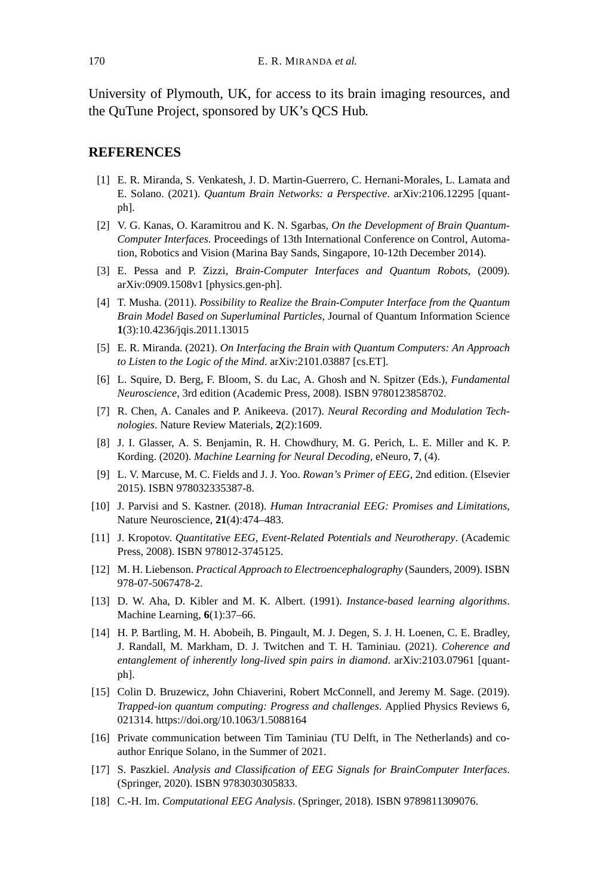University of Plymouth, UK, for access to its brain imaging resources, and the QuTune Project, sponsored by UK's QCS Hub.

## REFERENCES

[1] E. R. Miranda, S. Venkatesh, J. D. Martin-Guerrero, C. Hernani-Morales, L. Lamata and E. Solano. (2021). *Quantum Brain Networks: a Perspective*. arXiv:2106.12295 [quant-ph].

[2] V. G. Kanas, O. Karamitrou and K. N. Sgarbas, *On the Development of Brain Quantum-Computer Interfaces*. Proceedings of 13th International Conference on Control, Automation, Robotics and Vision (Marina Bay Sands, Singapore, 10-12th December 2014).

[3] E. Pessa and P. Zizzi, *Brain-Computer Interfaces and Quantum Robots*, (2009). arXiv:0909.1508v1 [physics.gen-ph].

[4] T. Musha. (2011). *Possibility to Realize the Brain-Computer Interface from the Quantum Brain Model Based on Superluminal Particles*, Journal of Quantum Information Science **1**(3):10.4236/jqis.2011.13015

[5] E. R. Miranda. (2021). *On Interfacing the Brain with Quantum Computers: An Approach to Listen to the Logic of the Mind*. arXiv:2101.03887 [cs.ET].

[6] L. Squire, D. Berg, F. Bloom, S. du Lac, A. Ghosh and N. Spitzer (Eds.), *Fundamental Neuroscience*, 3rd edition (Academic Press, 2008). ISBN 9780123858702.

[7] R. Chen, A. Canales and P. Anikeeva. (2017). *Neural Recording and Modulation Technologies*. Nature Review Materials, **2**(2):1609.

[8] J. I. Glasser, A. S. Benjamin, R. H. Chowdhury, M. G. Perich, L. E. Miller and K. P. Kording. (2020). *Machine Learning for Neural Decoding*, eNeuro, **7**, (4).

[9] L. V. Marcuse, M. C. Fields and J. J. Yoo. *Rowan's Primer of EEG*, 2nd edition. (Elsevier 2015). ISBN 978032335387-8.

[10] J. Parvisi and S. Kastner. (2018). *Human Intracranial EEG: Promises and Limitations*, Nature Neuroscience, **21**(4):474–483.

[11] J. Kropotov. *Quantitative EEG, Event-Related Potentials and Neurotherapy*. (Academic Press, 2008). ISBN 978012-3745125.

[12] M. H. Liebenson. *Practical Approach to Electroencephalography* (Saunders, 2009). ISBN 978-07-5067478-2.

[13] D. W. Aha, D. Kibler and M. K. Albert. (1991). *Instance-based learning algorithms*. Machine Learning, **6**(1):37–66.

[14] H. P. Bartling, M. H. Abobeih, B. Pingault, M. J. Degen, S. J. H. Loenen, C. E. Bradley, J. Randall, M. Markham, D. J. Twitchen and T. H. Taminiau. (2021). *Coherence and entanglement of inherently long-lived spin pairs in diamond*. arXiv:2103.07961 [quant-ph].

[15] Colin D. Bruzewicz, John Chiaverini, Robert McConnell, and Jeremy M. Sage. (2019). *Trapped-ion quantum computing: Progress and challenges*. Applied Physics Reviews 6, 021314. https://doi.org/10.1063/1.5088164

[16] Private communication between Tim Taminiau (TU Delft, in The Netherlands) and co-author Enrique Solano, in the Summer of 2021.

[17] S. Paszkiel. *Analysis and Classification of EEG Signals for BrainComputer Interfaces*. (Springer, 2020). ISBN 9783030305833.

[18] C.-H. Im. *Computational EEG Analysis*. (Springer, 2018). ISBN 9789811309076.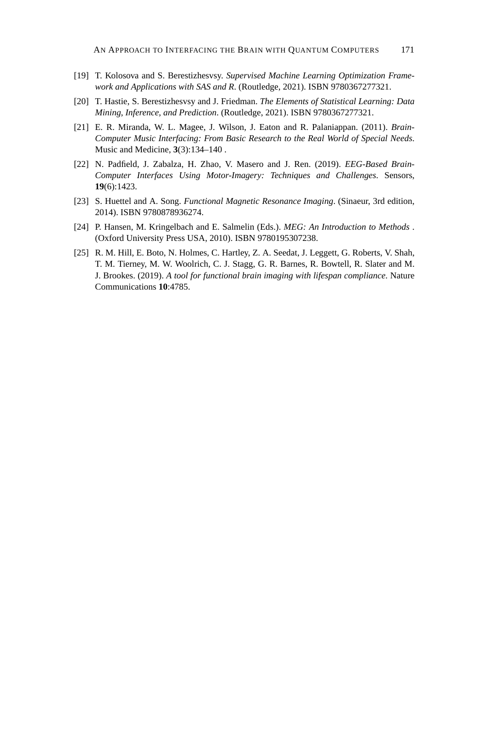[19] T. Kolosova and S. Berestizhesvsy. *Supervised Machine Learning Optimization Framework and Applications with SAS and R*. (Routledge, 2021). ISBN 9780367277321.

[20] T. Hastie, S. Berestizhesvsy and J. Friedman. *The Elements of Statistical Learning: Data Mining, Inference, and Prediction*. (Routledge, 2021). ISBN 9780367277321.

[21] E. R. Miranda, W. L. Magee, J. Wilson, J. Eaton and R. Palaniappan. (2011). *Brain-Computer Music Interfacing: From Basic Research to the Real World of Special Needs*. Music and Medicine, **3**(3):134–140 .

[22] N. Padfield, J. Zabalza, H. Zhao, V. Masero and J. Ren. (2019). *EEG-Based Brain-Computer Interfaces Using Motor-Imagery: Techniques and Challenges*. Sensors, **19**(6):1423.

[23] S. Huettel and A. Song. *Functional Magnetic Resonance Imaging*. (Sinaeur, 3rd edition, 2014). ISBN 9780878936274.

[24] P. Hansen, M. Kringelbach and E. Salmelin (Eds.). *MEG: An Introduction to Methods* . (Oxford University Press USA, 2010). ISBN 9780195307238.

[25] R. M. Hill, E. Boto, N. Holmes, C. Hartley, Z. A. Seedat, J. Leggett, G. Roberts, V. Shah, T. M. Tierney, M. W. Woolrich, C. J. Stagg, G. R. Barnes, R. Bowtell, R. Slater and M. J. Brookes. (2019). *A tool for functional brain imaging with lifespan compliance*. Nature Communications **10**:4785.